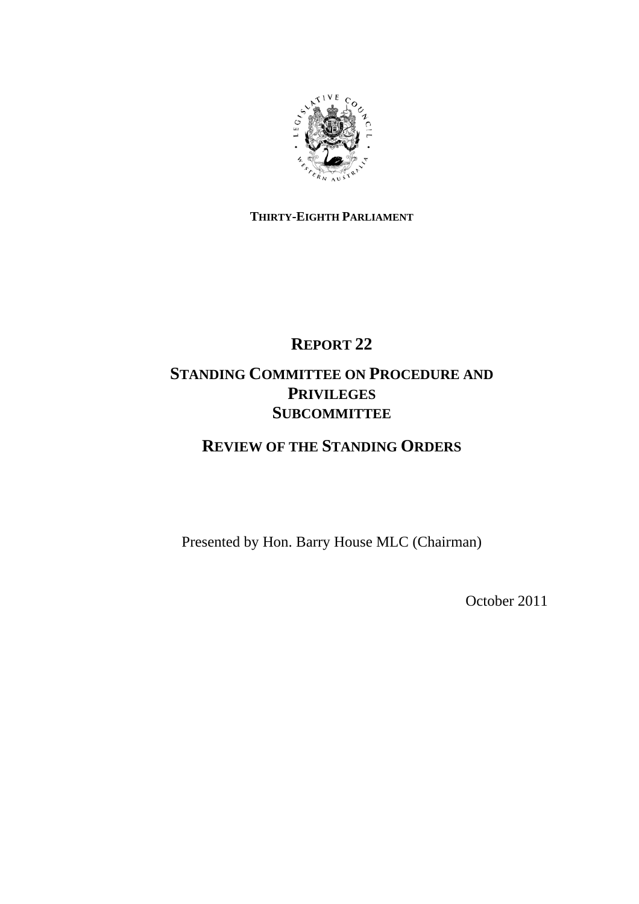**THIRTY-EIGHTH PARLIAMENT**

# REPORT 22

# STANDING COMMITTEE ON PROCEDURE AND PRIVILEGES SUBCOMMITTEE

## REVIEW OF THE STANDING ORDERS

Presented by Hon. Barry House MLC (Chairman)

October 2011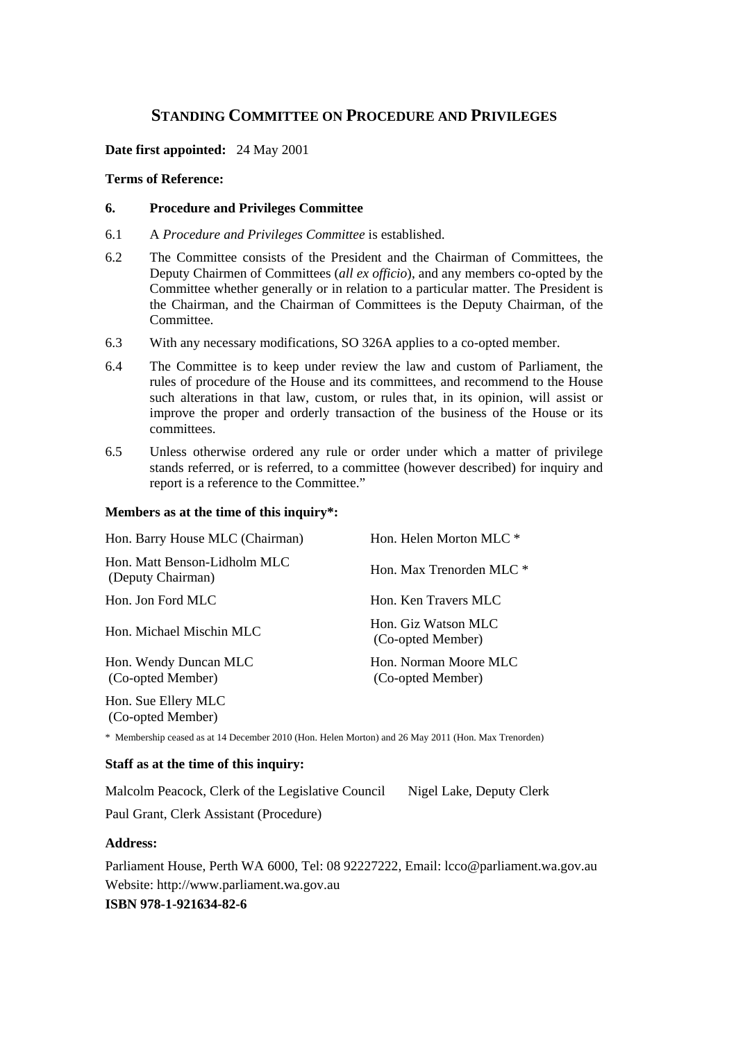## STANDING COMMITTEE ON PROCEDURE AND PRIVILEGES

**Date first appointed:** 24 May 2001

**Terms of Reference:**

**6. Procedure and Privileges Committee**

6.1 A *Procedure and Privileges Committee* is established.

6.2 The Committee consists of the President and the Chairman of Committees, the Deputy Chairmen of Committees (*all ex officio*), and any members co-opted by the Committee whether generally or in relation to a particular matter. The President is the Chairman, and the Chairman of Committees is the Deputy Chairman, of the Committee.

6.3 With any necessary modifications, SO 326A applies to a co-opted member.

6.4 The Committee is to keep under review the law and custom of Parliament, the rules of procedure of the House and its committees, and recommend to the House such alterations in that law, custom, or rules that, in its opinion, will assist or improve the proper and orderly transaction of the business of the House or its committees.

6.5 Unless otherwise ordered any rule or order under which a matter of privilege stands referred, or is referred, to a committee (however described) for inquiry and report is a reference to the Committee."

**Members as at the time of this inquiry*:**

| | |
|---|---|
| Hon. Barry House MLC (Chairman) | Hon. Helen Morton MLC * |
| Hon. Matt Benson-Lidholm MLC (Deputy Chairman) | Hon. Max Trenorden MLC * |
| Hon. Jon Ford MLC | Hon. Ken Travers MLC |
| Hon. Michael Mischin MLC | Hon. Giz Watson MLC (Co-opted Member) |
| Hon. Wendy Duncan MLC (Co-opted Member) | Hon. Norman Moore MLC (Co-opted Member) |
| Hon. Sue Ellery MLC (Co-opted Member) | |

\* Membership ceased as at 14 December 2010 (Hon. Helen Morton) and 26 May 2011 (Hon. Max Trenorden)

**Staff as at the time of this inquiry:**

Malcolm Peacock, Clerk of the Legislative Council — Nigel Lake, Deputy Clerk

Paul Grant, Clerk Assistant (Procedure)

**Address:**

Parliament House, Perth WA 6000, Tel: 08 92227222, Email: lcco@parliament.wa.gov.au
Website: http://www.parliament.wa.gov.au

**ISBN 978-1-921634-82-6**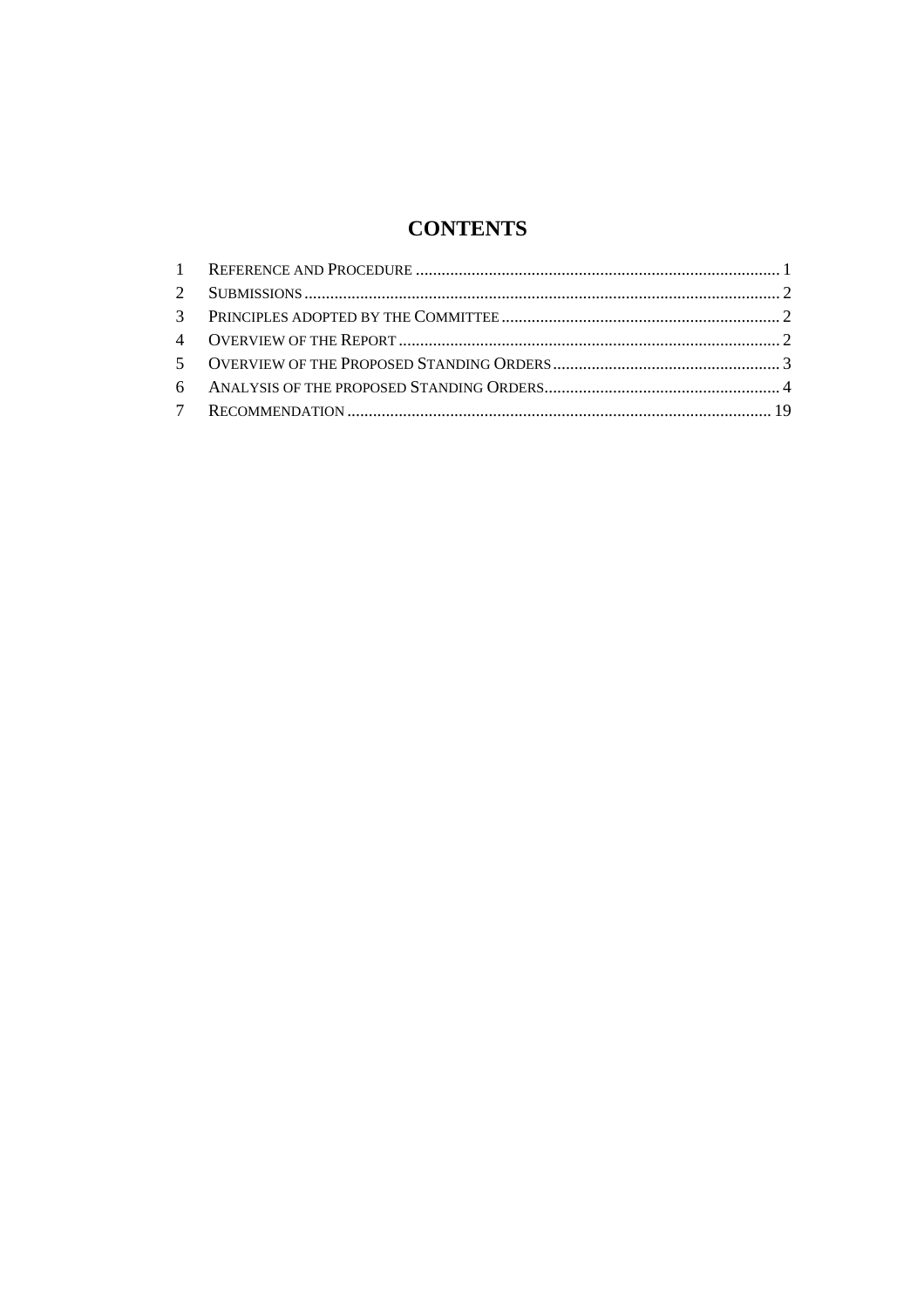# CONTENTS

| | | |
|---|---|---|
| 1 | Reference and Procedure | 1 |
| 2 | Submissions | 2 |
| 3 | Principles adopted by the Committee | 2 |
| 4 | Overview of the Report | 2 |
| 5 | Overview of the Proposed Standing Orders | 3 |
| 6 | Analysis of the proposed Standing Orders | 4 |
| 7 | Recommendation | 19 |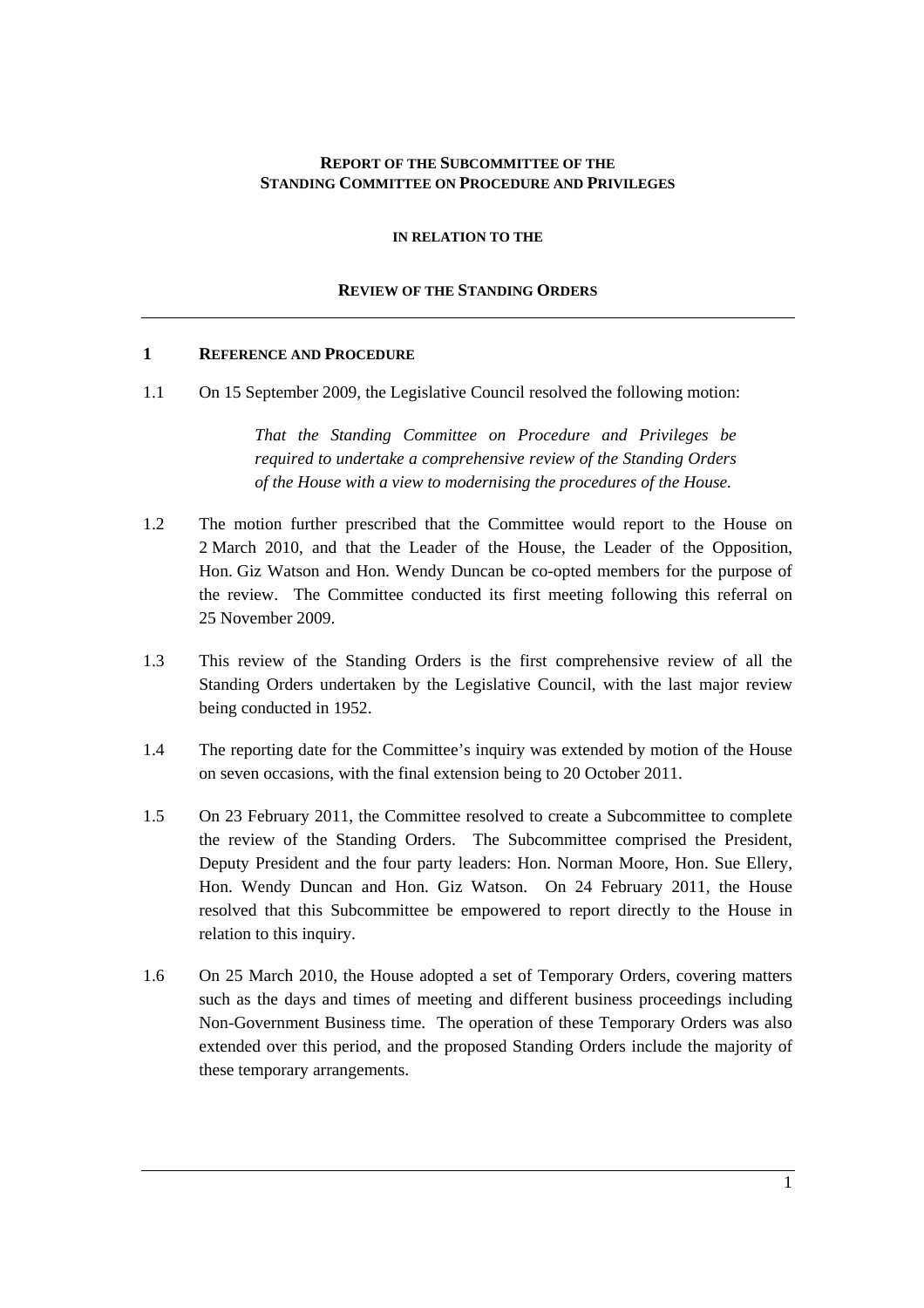**REPORT OF THE SUBCOMMITTEE OF THE STANDING COMMITTEE ON PROCEDURE AND PRIVILEGES**

**IN RELATION TO THE**

**REVIEW OF THE STANDING ORDERS**

---

## 1 REFERENCE AND PROCEDURE

1.1 On 15 September 2009, the Legislative Council resolved the following motion:

> *That the Standing Committee on Procedure and Privileges be required to undertake a comprehensive review of the Standing Orders of the House with a view to modernising the procedures of the House.*

1.2 The motion further prescribed that the Committee would report to the House on 2 March 2010, and that the Leader of the House, the Leader of the Opposition, Hon. Giz Watson and Hon. Wendy Duncan be co-opted members for the purpose of the review. The Committee conducted its first meeting following this referral on 25 November 2009.

1.3 This review of the Standing Orders is the first comprehensive review of all the Standing Orders undertaken by the Legislative Council, with the last major review being conducted in 1952.

1.4 The reporting date for the Committee's inquiry was extended by motion of the House on seven occasions, with the final extension being to 20 October 2011.

1.5 On 23 February 2011, the Committee resolved to create a Subcommittee to complete the review of the Standing Orders. The Subcommittee comprised the President, Deputy President and the four party leaders: Hon. Norman Moore, Hon. Sue Ellery, Hon. Wendy Duncan and Hon. Giz Watson. On 24 February 2011, the House resolved that this Subcommittee be empowered to report directly to the House in relation to this inquiry.

1.6 On 25 March 2010, the House adopted a set of Temporary Orders, covering matters such as the days and times of meeting and different business proceedings including Non-Government Business time. The operation of these Temporary Orders was also extended over this period, and the proposed Standing Orders include the majority of these temporary arrangements.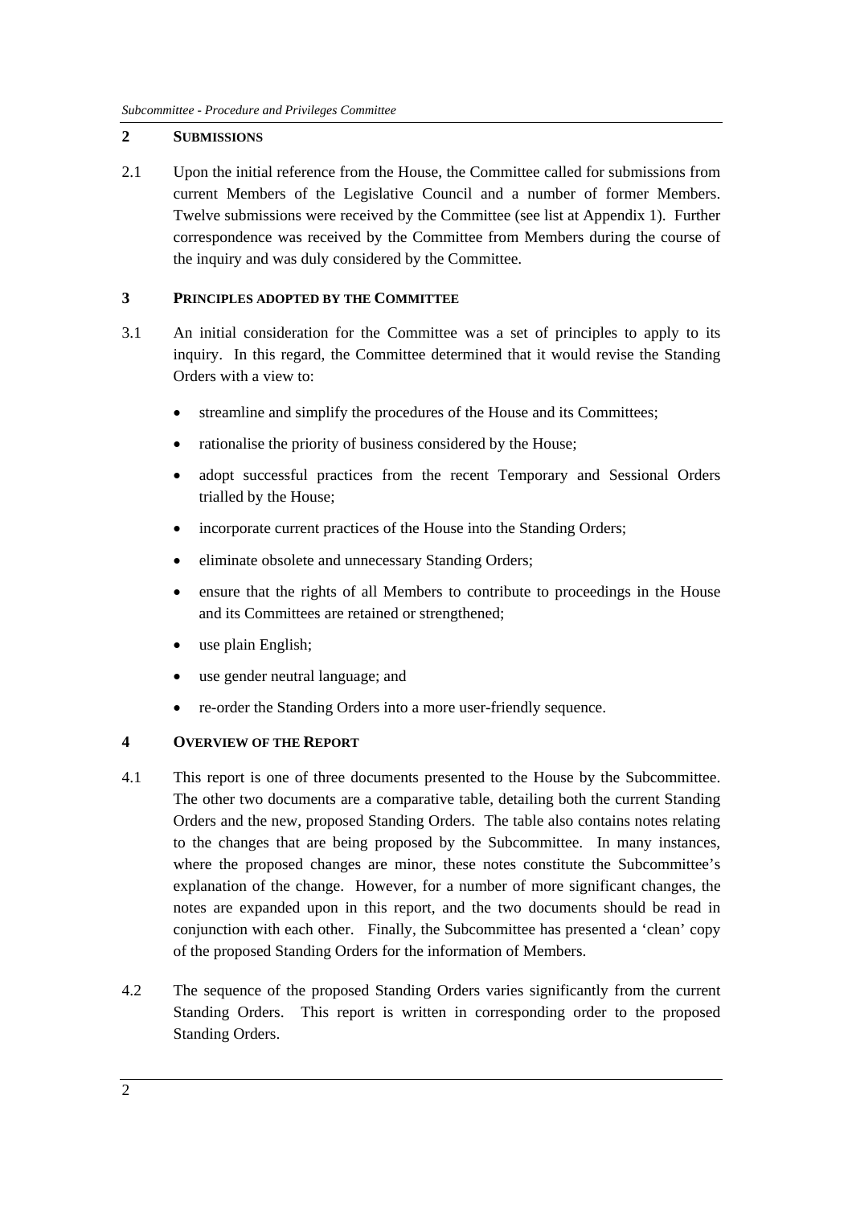## 2 SUBMISSIONS

2.1 Upon the initial reference from the House, the Committee called for submissions from current Members of the Legislative Council and a number of former Members. Twelve submissions were received by the Committee (see list at Appendix 1). Further correspondence was received by the Committee from Members during the course of the inquiry and was duly considered by the Committee.

## 3 PRINCIPLES ADOPTED BY THE COMMITTEE

3.1 An initial consideration for the Committee was a set of principles to apply to its inquiry. In this regard, the Committee determined that it would revise the Standing Orders with a view to:

- streamline and simplify the procedures of the House and its Committees;
- rationalise the priority of business considered by the House;
- adopt successful practices from the recent Temporary and Sessional Orders trialled by the House;
- incorporate current practices of the House into the Standing Orders;
- eliminate obsolete and unnecessary Standing Orders;
- ensure that the rights of all Members to contribute to proceedings in the House and its Committees are retained or strengthened;
- use plain English;
- use gender neutral language; and
- re-order the Standing Orders into a more user-friendly sequence.

## 4 OVERVIEW OF THE REPORT

4.1 This report is one of three documents presented to the House by the Subcommittee. The other two documents are a comparative table, detailing both the current Standing Orders and the new, proposed Standing Orders. The table also contains notes relating to the changes that are being proposed by the Subcommittee. In many instances, where the proposed changes are minor, these notes constitute the Subcommittee's explanation of the change. However, for a number of more significant changes, the notes are expanded upon in this report, and the two documents should be read in conjunction with each other. Finally, the Subcommittee has presented a 'clean' copy of the proposed Standing Orders for the information of Members.

4.2 The sequence of the proposed Standing Orders varies significantly from the current Standing Orders. This report is written in corresponding order to the proposed Standing Orders.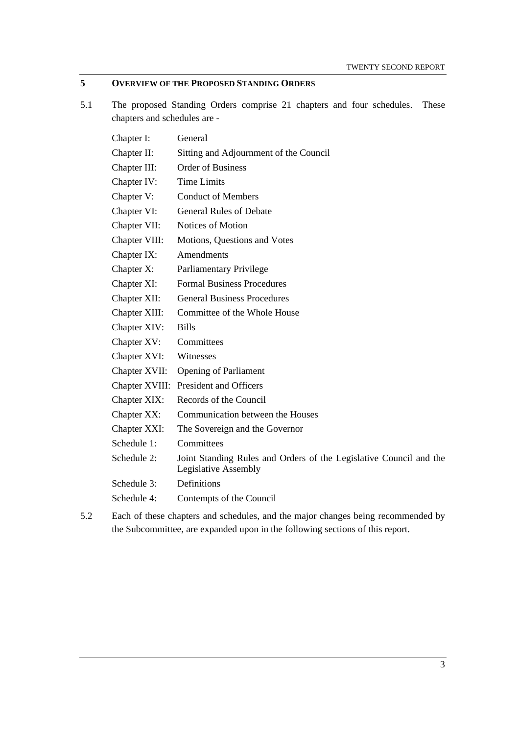## 5 OVERVIEW OF THE PROPOSED STANDING ORDERS

5.1 The proposed Standing Orders comprise 21 chapters and four schedules. These chapters and schedules are -

| | |
|---|---|
| Chapter I: | General |
| Chapter II: | Sitting and Adjournment of the Council |
| Chapter III: | Order of Business |
| Chapter IV: | Time Limits |
| Chapter V: | Conduct of Members |
| Chapter VI: | General Rules of Debate |
| Chapter VII: | Notices of Motion |
| Chapter VIII: | Motions, Questions and Votes |
| Chapter IX: | Amendments |
| Chapter X: | Parliamentary Privilege |
| Chapter XI: | Formal Business Procedures |
| Chapter XII: | General Business Procedures |
| Chapter XIII: | Committee of the Whole House |
| Chapter XIV: | Bills |
| Chapter XV: | Committees |
| Chapter XVI: | Witnesses |
| Chapter XVII: | Opening of Parliament |
| Chapter XVIII: | President and Officers |
| Chapter XIX: | Records of the Council |
| Chapter XX: | Communication between the Houses |
| Chapter XXI: | The Sovereign and the Governor |
| Schedule 1: | Committees |
| Schedule 2: | Joint Standing Rules and Orders of the Legislative Council and the Legislative Assembly |
| Schedule 3: | Definitions |
| Schedule 4: | Contempts of the Council |

5.2 Each of these chapters and schedules, and the major changes being recommended by the Subcommittee, are expanded upon in the following sections of this report.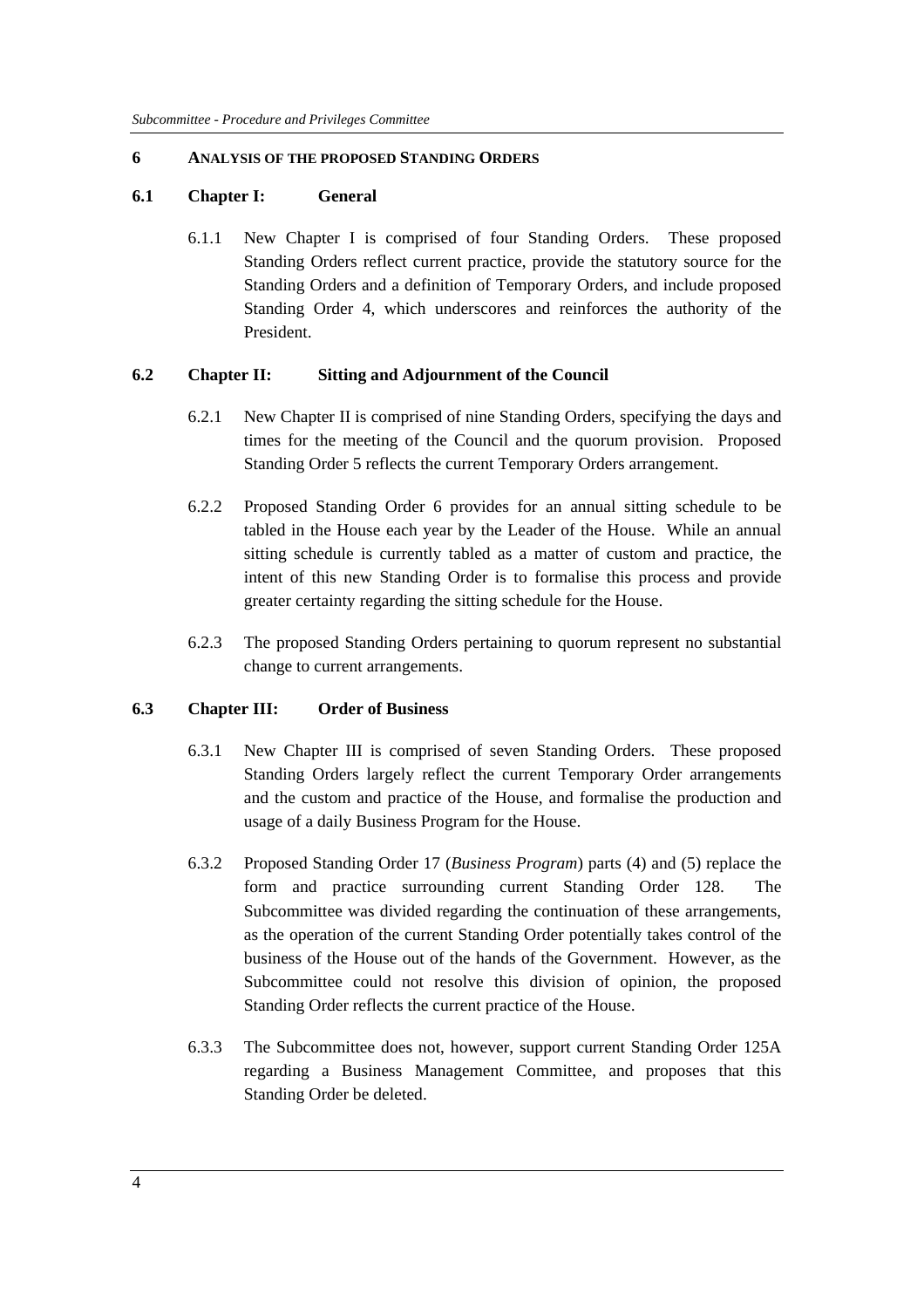## 6 Analysis of the proposed Standing Orders

### 6.1 Chapter I: General

6.1.1 New Chapter I is comprised of four Standing Orders. These proposed Standing Orders reflect current practice, provide the statutory source for the Standing Orders and a definition of Temporary Orders, and include proposed Standing Order 4, which underscores and reinforces the authority of the President.

### 6.2 Chapter II: Sitting and Adjournment of the Council

6.2.1 New Chapter II is comprised of nine Standing Orders, specifying the days and times for the meeting of the Council and the quorum provision. Proposed Standing Order 5 reflects the current Temporary Orders arrangement.

6.2.2 Proposed Standing Order 6 provides for an annual sitting schedule to be tabled in the House each year by the Leader of the House. While an annual sitting schedule is currently tabled as a matter of custom and practice, the intent of this new Standing Order is to formalise this process and provide greater certainty regarding the sitting schedule for the House.

6.2.3 The proposed Standing Orders pertaining to quorum represent no substantial change to current arrangements.

### 6.3 Chapter III: Order of Business

6.3.1 New Chapter III is comprised of seven Standing Orders. These proposed Standing Orders largely reflect the current Temporary Order arrangements and the custom and practice of the House, and formalise the production and usage of a daily Business Program for the House.

6.3.2 Proposed Standing Order 17 (*Business Program*) parts (4) and (5) replace the form and practice surrounding current Standing Order 128. The Subcommittee was divided regarding the continuation of these arrangements, as the operation of the current Standing Order potentially takes control of the business of the House out of the hands of the Government. However, as the Subcommittee could not resolve this division of opinion, the proposed Standing Order reflects the current practice of the House.

6.3.3 The Subcommittee does not, however, support current Standing Order 125A regarding a Business Management Committee, and proposes that this Standing Order be deleted.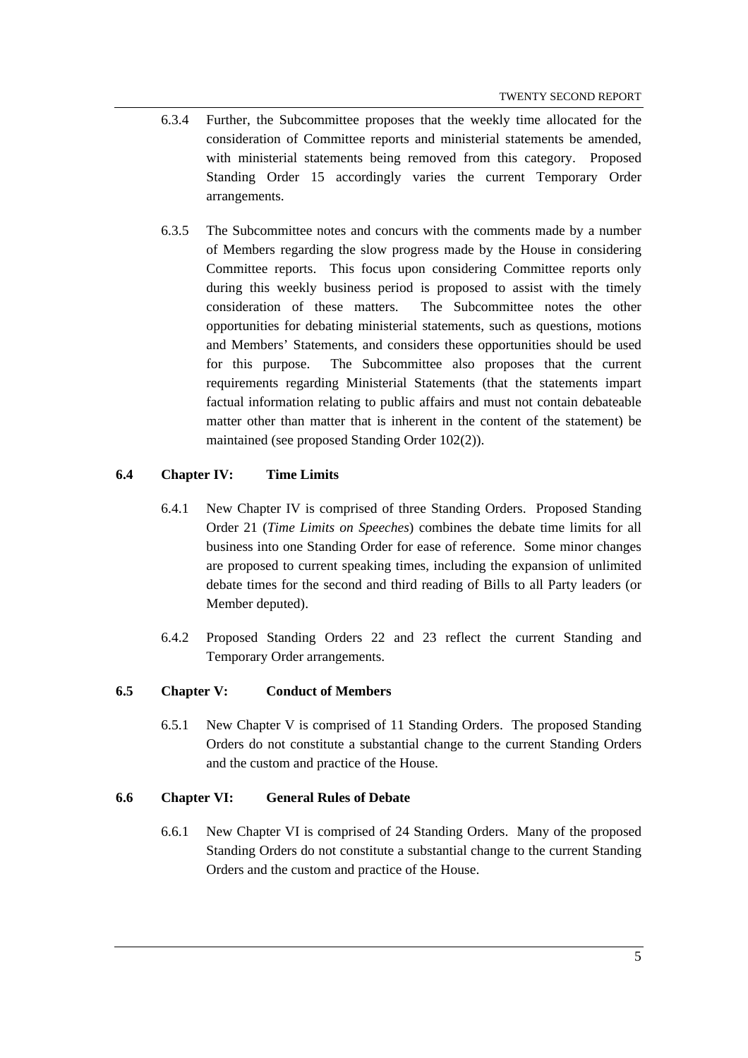6.3.4 Further, the Subcommittee proposes that the weekly time allocated for the consideration of Committee reports and ministerial statements be amended, with ministerial statements being removed from this category. Proposed Standing Order 15 accordingly varies the current Temporary Order arrangements.

6.3.5 The Subcommittee notes and concurs with the comments made by a number of Members regarding the slow progress made by the House in considering Committee reports. This focus upon considering Committee reports only during this weekly business period is proposed to assist with the timely consideration of these matters. The Subcommittee notes the other opportunities for debating ministerial statements, such as questions, motions and Members' Statements, and considers these opportunities should be used for this purpose. The Subcommittee also proposes that the current requirements regarding Ministerial Statements (that the statements impart factual information relating to public affairs and must not contain debateable matter other than matter that is inherent in the content of the statement) be maintained (see proposed Standing Order 102(2)).

### 6.4 Chapter IV: Time Limits

6.4.1 New Chapter IV is comprised of three Standing Orders. Proposed Standing Order 21 (*Time Limits on Speeches*) combines the debate time limits for all business into one Standing Order for ease of reference. Some minor changes are proposed to current speaking times, including the expansion of unlimited debate times for the second and third reading of Bills to all Party leaders (or Member deputed).

6.4.2 Proposed Standing Orders 22 and 23 reflect the current Standing and Temporary Order arrangements.

### 6.5 Chapter V: Conduct of Members

6.5.1 New Chapter V is comprised of 11 Standing Orders. The proposed Standing Orders do not constitute a substantial change to the current Standing Orders and the custom and practice of the House.

### 6.6 Chapter VI: General Rules of Debate

6.6.1 New Chapter VI is comprised of 24 Standing Orders. Many of the proposed Standing Orders do not constitute a substantial change to the current Standing Orders and the custom and practice of the House.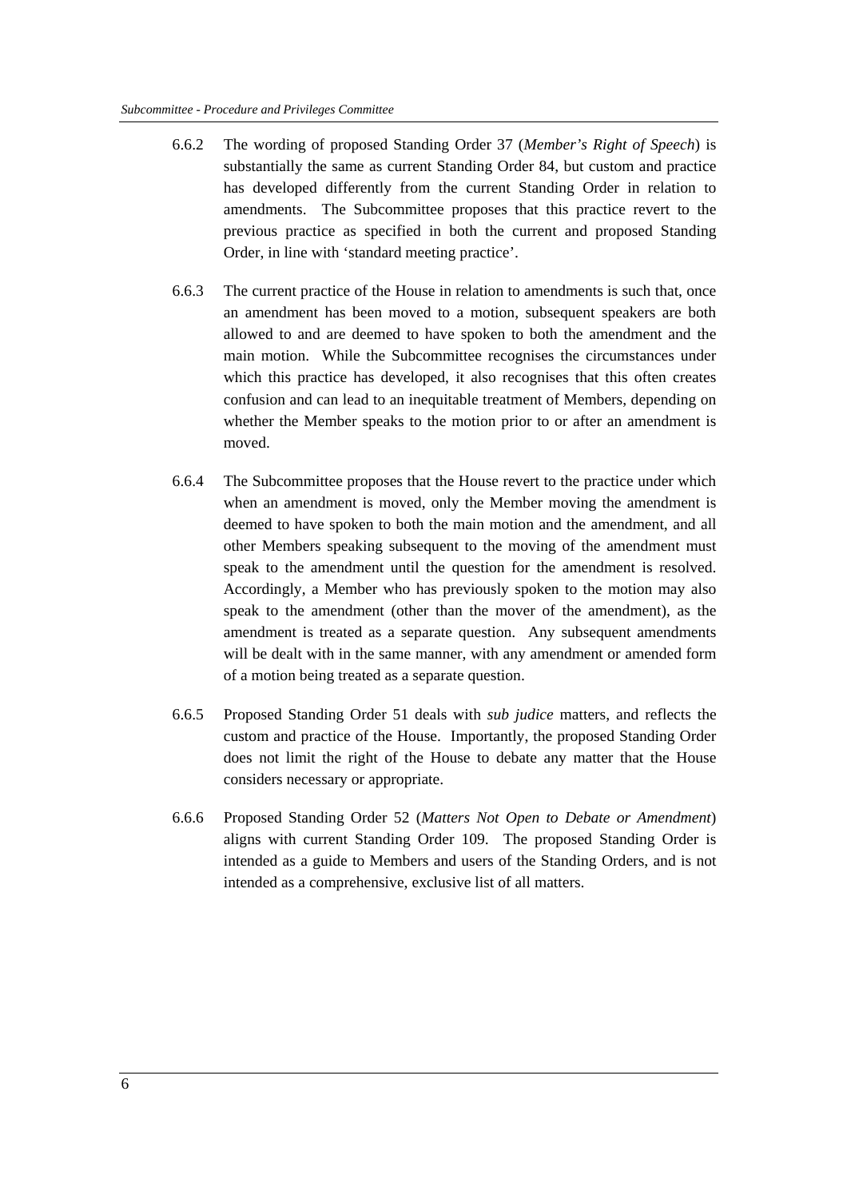6.6.2 The wording of proposed Standing Order 37 (*Member's Right of Speech*) is substantially the same as current Standing Order 84, but custom and practice has developed differently from the current Standing Order in relation to amendments. The Subcommittee proposes that this practice revert to the previous practice as specified in both the current and proposed Standing Order, in line with 'standard meeting practice'.

6.6.3 The current practice of the House in relation to amendments is such that, once an amendment has been moved to a motion, subsequent speakers are both allowed to and are deemed to have spoken to both the amendment and the main motion. While the Subcommittee recognises the circumstances under which this practice has developed, it also recognises that this often creates confusion and can lead to an inequitable treatment of Members, depending on whether the Member speaks to the motion prior to or after an amendment is moved.

6.6.4 The Subcommittee proposes that the House revert to the practice under which when an amendment is moved, only the Member moving the amendment is deemed to have spoken to both the main motion and the amendment, and all other Members speaking subsequent to the moving of the amendment must speak to the amendment until the question for the amendment is resolved. Accordingly, a Member who has previously spoken to the motion may also speak to the amendment (other than the mover of the amendment), as the amendment is treated as a separate question. Any subsequent amendments will be dealt with in the same manner, with any amendment or amended form of a motion being treated as a separate question.

6.6.5 Proposed Standing Order 51 deals with *sub judice* matters, and reflects the custom and practice of the House. Importantly, the proposed Standing Order does not limit the right of the House to debate any matter that the House considers necessary or appropriate.

6.6.6 Proposed Standing Order 52 (*Matters Not Open to Debate or Amendment*) aligns with current Standing Order 109. The proposed Standing Order is intended as a guide to Members and users of the Standing Orders, and is not intended as a comprehensive, exclusive list of all matters.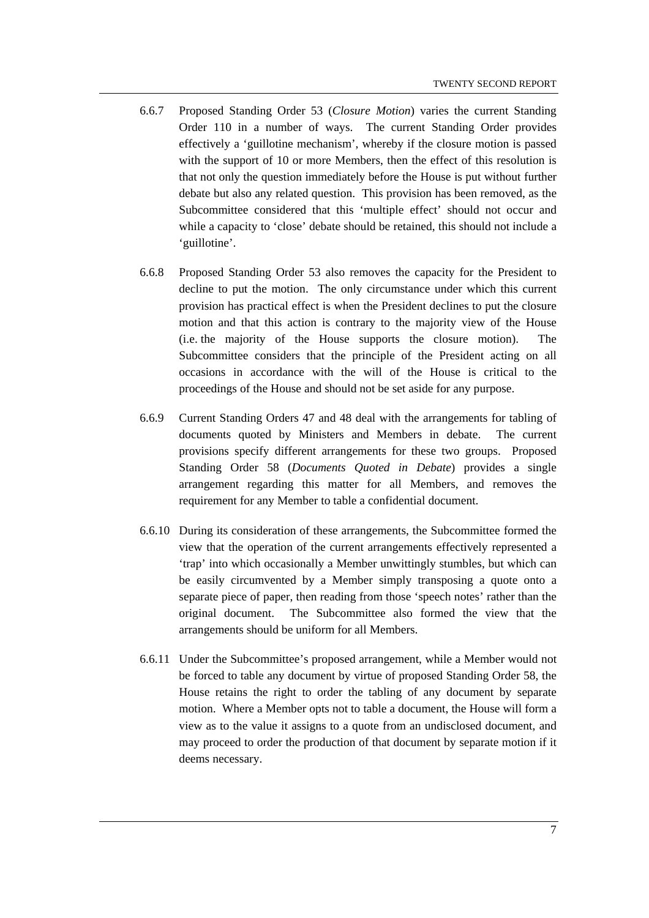6.6.7 Proposed Standing Order 53 (*Closure Motion*) varies the current Standing Order 110 in a number of ways. The current Standing Order provides effectively a 'guillotine mechanism', whereby if the closure motion is passed with the support of 10 or more Members, then the effect of this resolution is that not only the question immediately before the House is put without further debate but also any related question. This provision has been removed, as the Subcommittee considered that this 'multiple effect' should not occur and while a capacity to 'close' debate should be retained, this should not include a 'guillotine'.

6.6.8 Proposed Standing Order 53 also removes the capacity for the President to decline to put the motion. The only circumstance under which this current provision has practical effect is when the President declines to put the closure motion and that this action is contrary to the majority view of the House (i.e. the majority of the House supports the closure motion). The Subcommittee considers that the principle of the President acting on all occasions in accordance with the will of the House is critical to the proceedings of the House and should not be set aside for any purpose.

6.6.9 Current Standing Orders 47 and 48 deal with the arrangements for tabling of documents quoted by Ministers and Members in debate. The current provisions specify different arrangements for these two groups. Proposed Standing Order 58 (*Documents Quoted in Debate*) provides a single arrangement regarding this matter for all Members, and removes the requirement for any Member to table a confidential document.

6.6.10 During its consideration of these arrangements, the Subcommittee formed the view that the operation of the current arrangements effectively represented a 'trap' into which occasionally a Member unwittingly stumbles, but which can be easily circumvented by a Member simply transposing a quote onto a separate piece of paper, then reading from those 'speech notes' rather than the original document. The Subcommittee also formed the view that the arrangements should be uniform for all Members.

6.6.11 Under the Subcommittee's proposed arrangement, while a Member would not be forced to table any document by virtue of proposed Standing Order 58, the House retains the right to order the tabling of any document by separate motion. Where a Member opts not to table a document, the House will form a view as to the value it assigns to a quote from an undisclosed document, and may proceed to order the production of that document by separate motion if it deems necessary.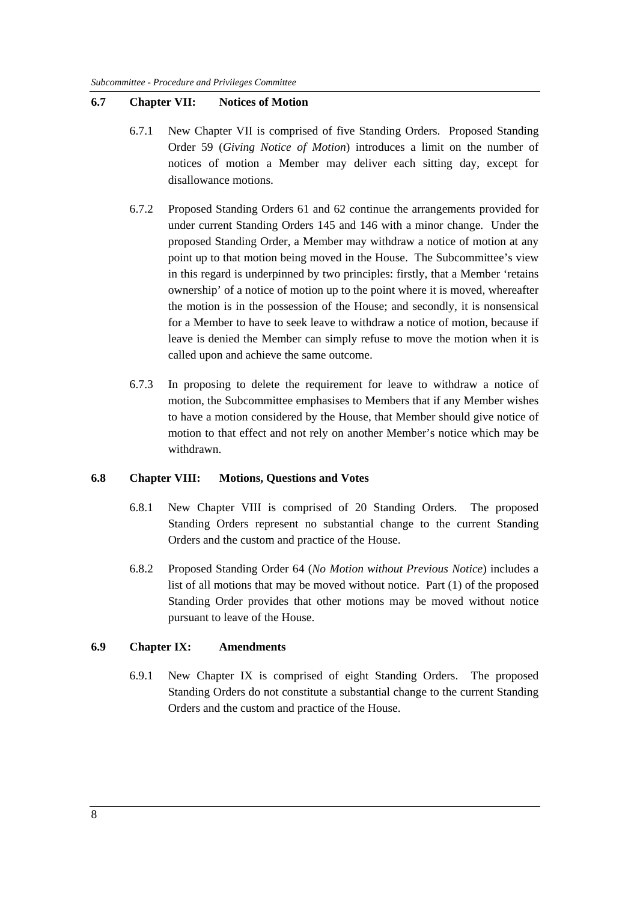## 6.7 Chapter VII: Notices of Motion

6.7.1 New Chapter VII is comprised of five Standing Orders. Proposed Standing Order 59 (*Giving Notice of Motion*) introduces a limit on the number of notices of motion a Member may deliver each sitting day, except for disallowance motions.

6.7.2 Proposed Standing Orders 61 and 62 continue the arrangements provided for under current Standing Orders 145 and 146 with a minor change. Under the proposed Standing Order, a Member may withdraw a notice of motion at any point up to that motion being moved in the House. The Subcommittee's view in this regard is underpinned by two principles: firstly, that a Member 'retains ownership' of a notice of motion up to the point where it is moved, whereafter the motion is in the possession of the House; and secondly, it is nonsensical for a Member to have to seek leave to withdraw a notice of motion, because if leave is denied the Member can simply refuse to move the motion when it is called upon and achieve the same outcome.

6.7.3 In proposing to delete the requirement for leave to withdraw a notice of motion, the Subcommittee emphasises to Members that if any Member wishes to have a motion considered by the House, that Member should give notice of motion to that effect and not rely on another Member's notice which may be withdrawn.

## 6.8 Chapter VIII: Motions, Questions and Votes

6.8.1 New Chapter VIII is comprised of 20 Standing Orders. The proposed Standing Orders represent no substantial change to the current Standing Orders and the custom and practice of the House.

6.8.2 Proposed Standing Order 64 (*No Motion without Previous Notice*) includes a list of all motions that may be moved without notice. Part (1) of the proposed Standing Order provides that other motions may be moved without notice pursuant to leave of the House.

## 6.9 Chapter IX: Amendments

6.9.1 New Chapter IX is comprised of eight Standing Orders. The proposed Standing Orders do not constitute a substantial change to the current Standing Orders and the custom and practice of the House.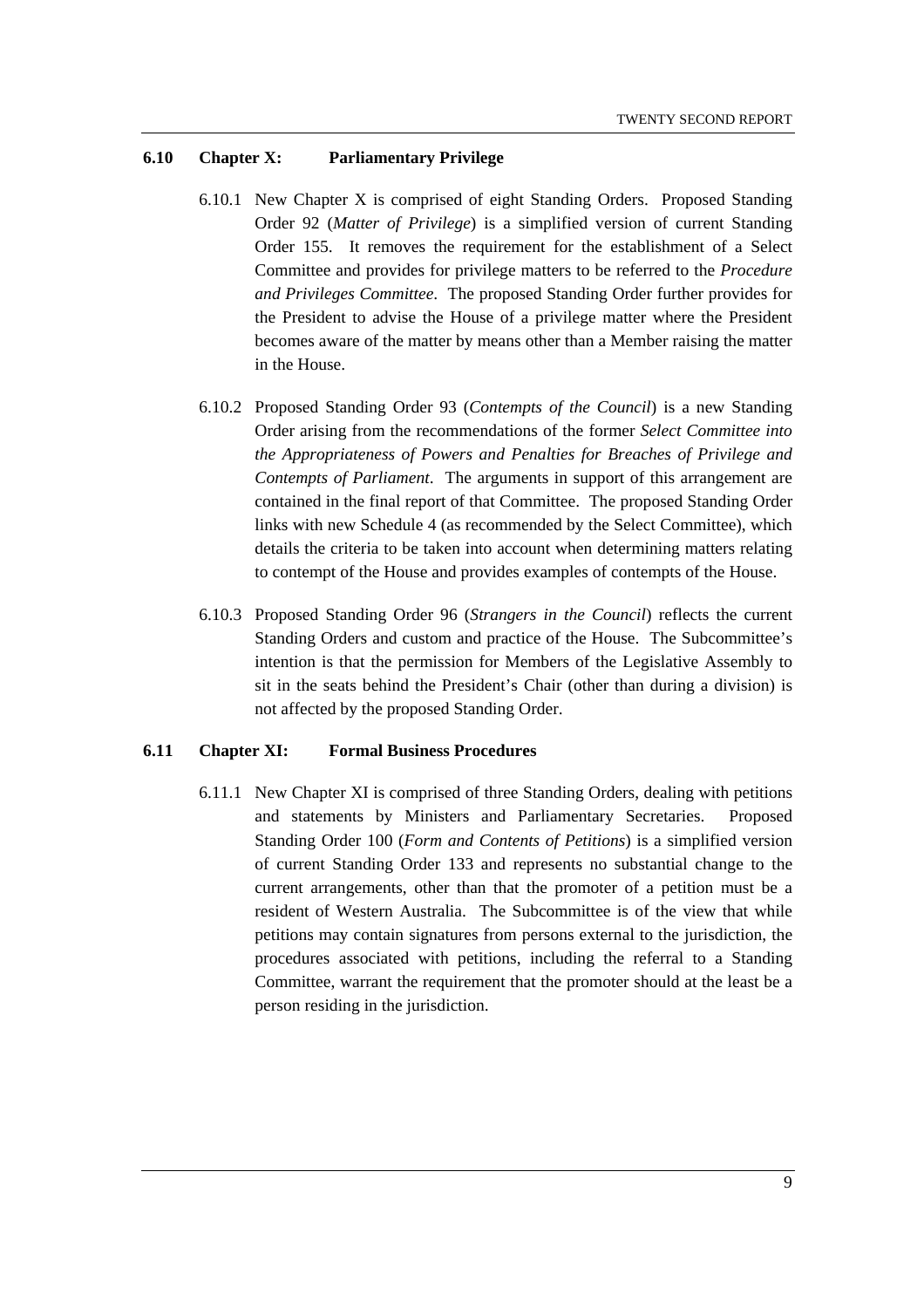### 6.10 Chapter X: Parliamentary Privilege

6.10.1 New Chapter X is comprised of eight Standing Orders. Proposed Standing Order 92 (*Matter of Privilege*) is a simplified version of current Standing Order 155. It removes the requirement for the establishment of a Select Committee and provides for privilege matters to be referred to the *Procedure and Privileges Committee*. The proposed Standing Order further provides for the President to advise the House of a privilege matter where the President becomes aware of the matter by means other than a Member raising the matter in the House.

6.10.2 Proposed Standing Order 93 (*Contempts of the Council*) is a new Standing Order arising from the recommendations of the former *Select Committee into the Appropriateness of Powers and Penalties for Breaches of Privilege and Contempts of Parliament*. The arguments in support of this arrangement are contained in the final report of that Committee. The proposed Standing Order links with new Schedule 4 (as recommended by the Select Committee), which details the criteria to be taken into account when determining matters relating to contempt of the House and provides examples of contempts of the House.

6.10.3 Proposed Standing Order 96 (*Strangers in the Council*) reflects the current Standing Orders and custom and practice of the House. The Subcommittee's intention is that the permission for Members of the Legislative Assembly to sit in the seats behind the President's Chair (other than during a division) is not affected by the proposed Standing Order.

### 6.11 Chapter XI: Formal Business Procedures

6.11.1 New Chapter XI is comprised of three Standing Orders, dealing with petitions and statements by Ministers and Parliamentary Secretaries. Proposed Standing Order 100 (*Form and Contents of Petitions*) is a simplified version of current Standing Order 133 and represents no substantial change to the current arrangements, other than that the promoter of a petition must be a resident of Western Australia. The Subcommittee is of the view that while petitions may contain signatures from persons external to the jurisdiction, the procedures associated with petitions, including the referral to a Standing Committee, warrant the requirement that the promoter should at the least be a person residing in the jurisdiction.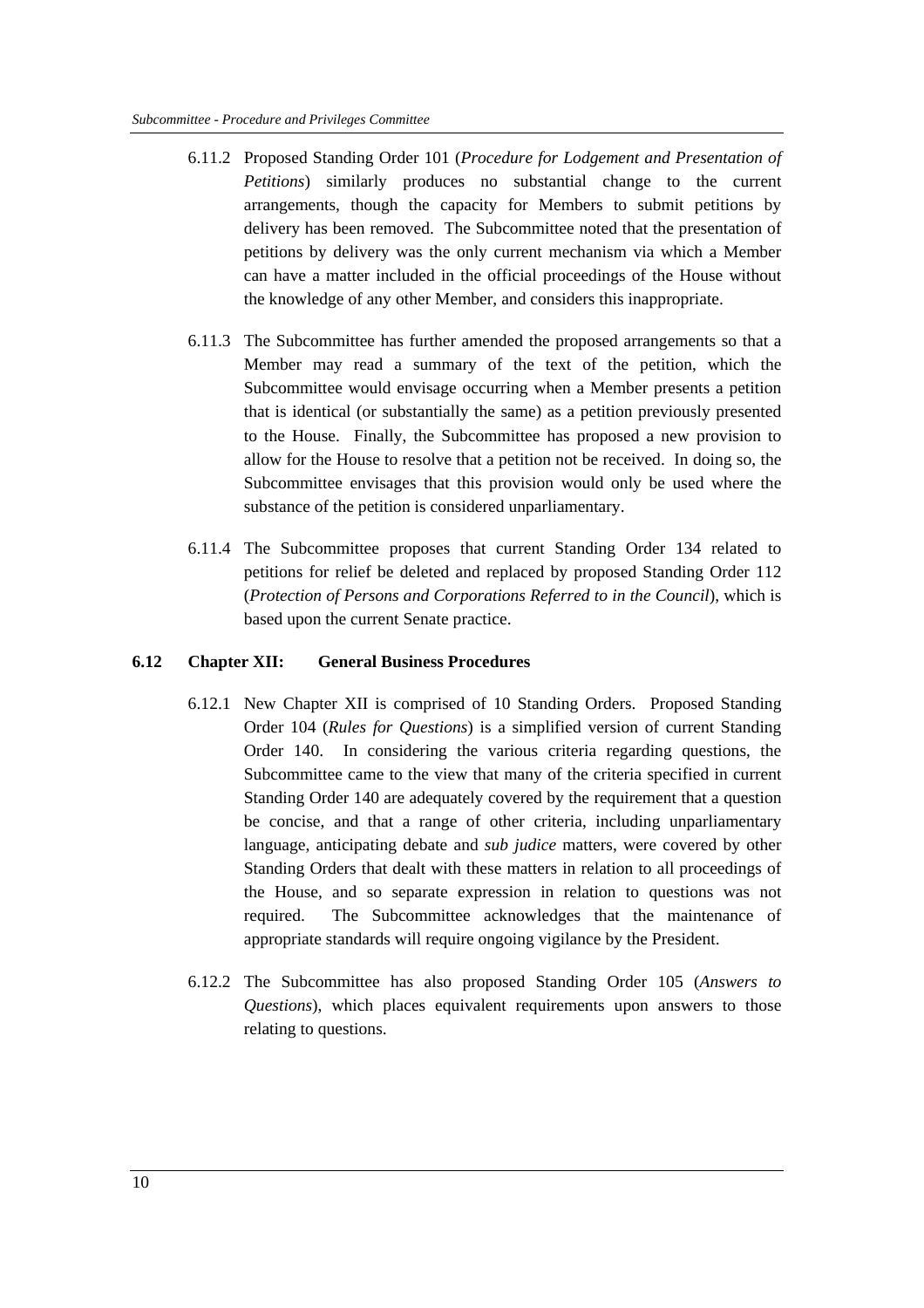6.11.2 Proposed Standing Order 101 (*Procedure for Lodgement and Presentation of Petitions*) similarly produces no substantial change to the current arrangements, though the capacity for Members to submit petitions by delivery has been removed. The Subcommittee noted that the presentation of petitions by delivery was the only current mechanism via which a Member can have a matter included in the official proceedings of the House without the knowledge of any other Member, and considers this inappropriate.

6.11.3 The Subcommittee has further amended the proposed arrangements so that a Member may read a summary of the text of the petition, which the Subcommittee would envisage occurring when a Member presents a petition that is identical (or substantially the same) as a petition previously presented to the House. Finally, the Subcommittee has proposed a new provision to allow for the House to resolve that a petition not be received. In doing so, the Subcommittee envisages that this provision would only be used where the substance of the petition is considered unparliamentary.

6.11.4 The Subcommittee proposes that current Standing Order 134 related to petitions for relief be deleted and replaced by proposed Standing Order 112 (*Protection of Persons and Corporations Referred to in the Council*), which is based upon the current Senate practice.

## 6.12 Chapter XII: General Business Procedures

6.12.1 New Chapter XII is comprised of 10 Standing Orders. Proposed Standing Order 104 (*Rules for Questions*) is a simplified version of current Standing Order 140. In considering the various criteria regarding questions, the Subcommittee came to the view that many of the criteria specified in current Standing Order 140 are adequately covered by the requirement that a question be concise, and that a range of other criteria, including unparliamentary language, anticipating debate and *sub judice* matters, were covered by other Standing Orders that dealt with these matters in relation to all proceedings of the House, and so separate expression in relation to questions was not required. The Subcommittee acknowledges that the maintenance of appropriate standards will require ongoing vigilance by the President.

6.12.2 The Subcommittee has also proposed Standing Order 105 (*Answers to Questions*), which places equivalent requirements upon answers to those relating to questions.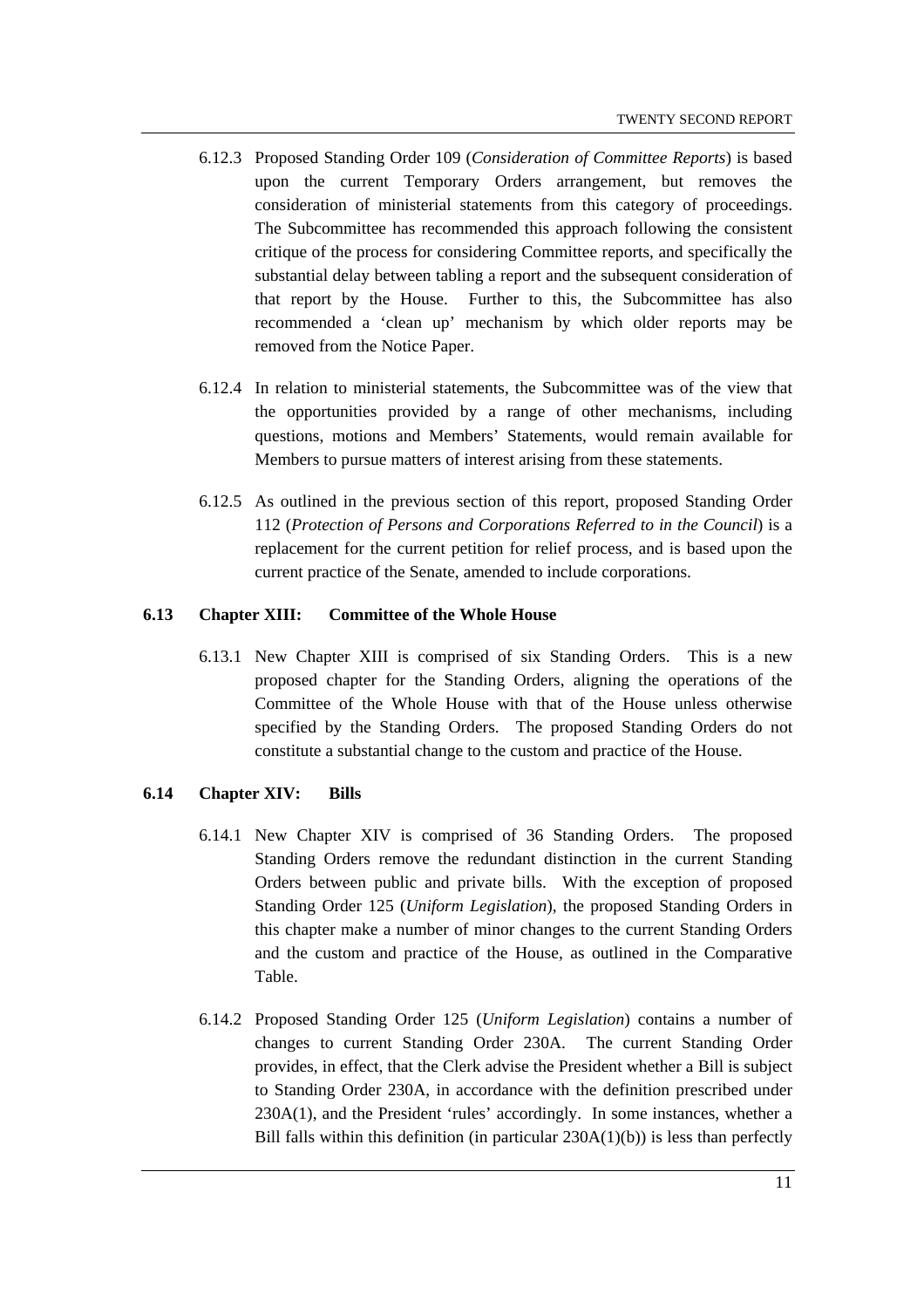6.12.3 Proposed Standing Order 109 (*Consideration of Committee Reports*) is based upon the current Temporary Orders arrangement, but removes the consideration of ministerial statements from this category of proceedings. The Subcommittee has recommended this approach following the consistent critique of the process for considering Committee reports, and specifically the substantial delay between tabling a report and the subsequent consideration of that report by the House. Further to this, the Subcommittee has also recommended a 'clean up' mechanism by which older reports may be removed from the Notice Paper.

6.12.4 In relation to ministerial statements, the Subcommittee was of the view that the opportunities provided by a range of other mechanisms, including questions, motions and Members' Statements, would remain available for Members to pursue matters of interest arising from these statements.

6.12.5 As outlined in the previous section of this report, proposed Standing Order 112 (*Protection of Persons and Corporations Referred to in the Council*) is a replacement for the current petition for relief process, and is based upon the current practice of the Senate, amended to include corporations.

### 6.13 Chapter XIII: Committee of the Whole House

6.13.1 New Chapter XIII is comprised of six Standing Orders. This is a new proposed chapter for the Standing Orders, aligning the operations of the Committee of the Whole House with that of the House unless otherwise specified by the Standing Orders. The proposed Standing Orders do not constitute a substantial change to the custom and practice of the House.

### 6.14 Chapter XIV: Bills

6.14.1 New Chapter XIV is comprised of 36 Standing Orders. The proposed Standing Orders remove the redundant distinction in the current Standing Orders between public and private bills. With the exception of proposed Standing Order 125 (*Uniform Legislation*), the proposed Standing Orders in this chapter make a number of minor changes to the current Standing Orders and the custom and practice of the House, as outlined in the Comparative Table.

6.14.2 Proposed Standing Order 125 (*Uniform Legislation*) contains a number of changes to current Standing Order 230A. The current Standing Order provides, in effect, that the Clerk advise the President whether a Bill is subject to Standing Order 230A, in accordance with the definition prescribed under 230A(1), and the President 'rules' accordingly. In some instances, whether a Bill falls within this definition (in particular 230A(1)(b)) is less than perfectly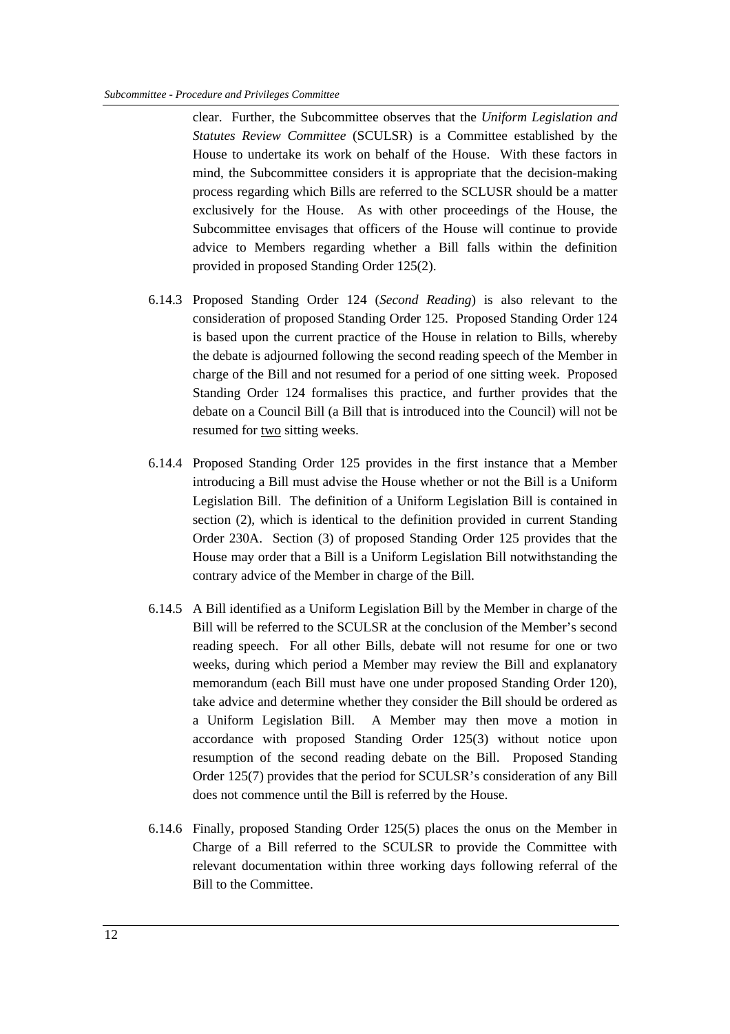clear. Further, the Subcommittee observes that the *Uniform Legislation and Statutes Review Committee* (SCULSR) is a Committee established by the House to undertake its work on behalf of the House. With these factors in mind, the Subcommittee considers it is appropriate that the decision-making process regarding which Bills are referred to the SCLUSR should be a matter exclusively for the House. As with other proceedings of the House, the Subcommittee envisages that officers of the House will continue to provide advice to Members regarding whether a Bill falls within the definition provided in proposed Standing Order 125(2).

6.14.3 Proposed Standing Order 124 (*Second Reading*) is also relevant to the consideration of proposed Standing Order 125. Proposed Standing Order 124 is based upon the current practice of the House in relation to Bills, whereby the debate is adjourned following the second reading speech of the Member in charge of the Bill and not resumed for a period of one sitting week. Proposed Standing Order 124 formalises this practice, and further provides that the debate on a Council Bill (a Bill that is introduced into the Council) will not be resumed for <u>two</u> sitting weeks.

6.14.4 Proposed Standing Order 125 provides in the first instance that a Member introducing a Bill must advise the House whether or not the Bill is a Uniform Legislation Bill. The definition of a Uniform Legislation Bill is contained in section (2), which is identical to the definition provided in current Standing Order 230A. Section (3) of proposed Standing Order 125 provides that the House may order that a Bill is a Uniform Legislation Bill notwithstanding the contrary advice of the Member in charge of the Bill.

6.14.5 A Bill identified as a Uniform Legislation Bill by the Member in charge of the Bill will be referred to the SCULSR at the conclusion of the Member's second reading speech. For all other Bills, debate will not resume for one or two weeks, during which period a Member may review the Bill and explanatory memorandum (each Bill must have one under proposed Standing Order 120), take advice and determine whether they consider the Bill should be ordered as a Uniform Legislation Bill. A Member may then move a motion in accordance with proposed Standing Order 125(3) without notice upon resumption of the second reading debate on the Bill. Proposed Standing Order 125(7) provides that the period for SCULSR's consideration of any Bill does not commence until the Bill is referred by the House.

6.14.6 Finally, proposed Standing Order 125(5) places the onus on the Member in Charge of a Bill referred to the SCULSR to provide the Committee with relevant documentation within three working days following referral of the Bill to the Committee.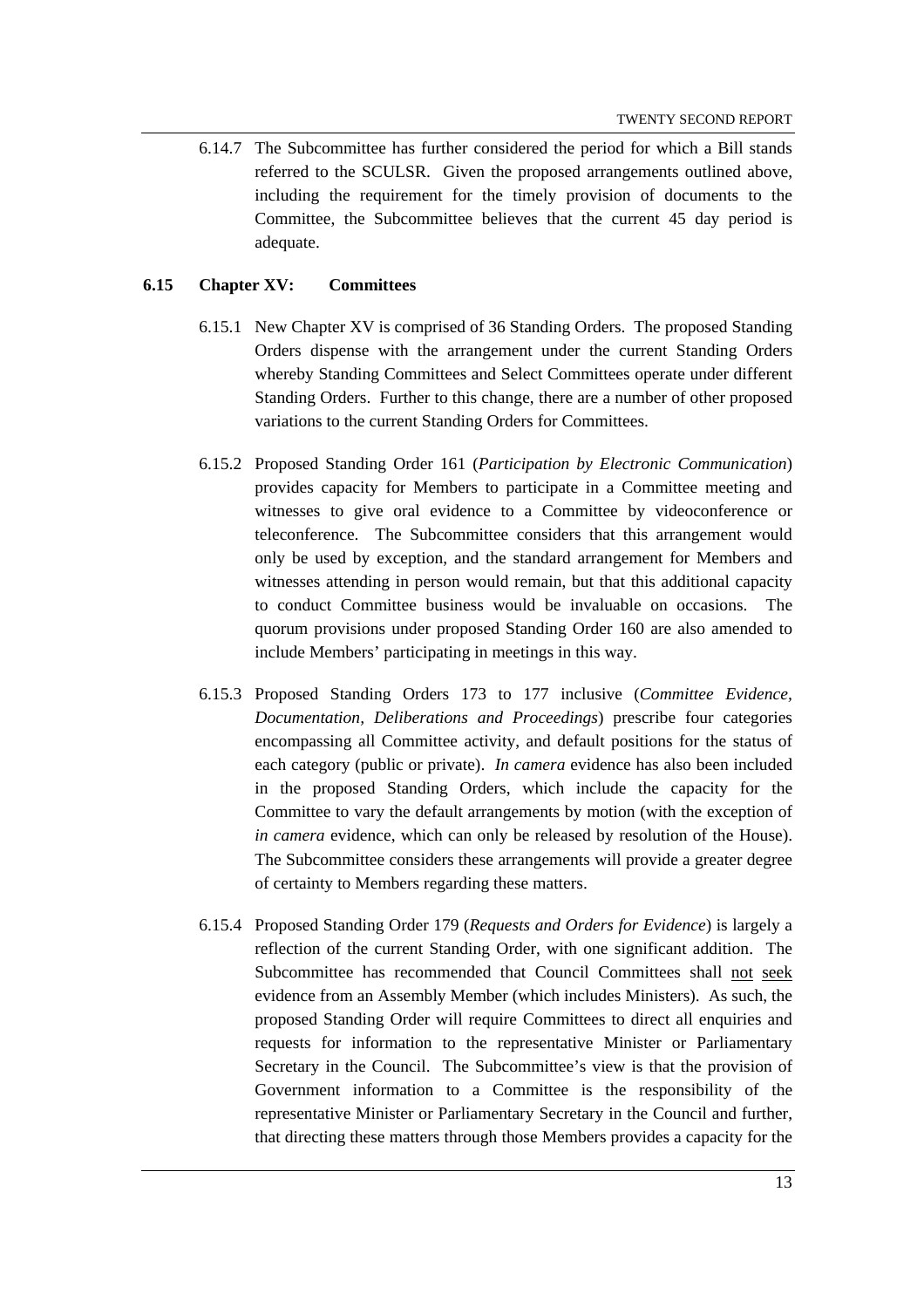6.14.7 The Subcommittee has further considered the period for which a Bill stands referred to the SCULSR. Given the proposed arrangements outlined above, including the requirement for the timely provision of documents to the Committee, the Subcommittee believes that the current 45 day period is adequate.

## 6.15 Chapter XV: Committees

6.15.1 New Chapter XV is comprised of 36 Standing Orders. The proposed Standing Orders dispense with the arrangement under the current Standing Orders whereby Standing Committees and Select Committees operate under different Standing Orders. Further to this change, there are a number of other proposed variations to the current Standing Orders for Committees.

6.15.2 Proposed Standing Order 161 (*Participation by Electronic Communication*) provides capacity for Members to participate in a Committee meeting and witnesses to give oral evidence to a Committee by videoconference or teleconference. The Subcommittee considers that this arrangement would only be used by exception, and the standard arrangement for Members and witnesses attending in person would remain, but that this additional capacity to conduct Committee business would be invaluable on occasions. The quorum provisions under proposed Standing Order 160 are also amended to include Members' participating in meetings in this way.

6.15.3 Proposed Standing Orders 173 to 177 inclusive (*Committee Evidence, Documentation, Deliberations and Proceedings*) prescribe four categories encompassing all Committee activity, and default positions for the status of each category (public or private). *In camera* evidence has also been included in the proposed Standing Orders, which include the capacity for the Committee to vary the default arrangements by motion (with the exception of *in camera* evidence, which can only be released by resolution of the House). The Subcommittee considers these arrangements will provide a greater degree of certainty to Members regarding these matters.

6.15.4 Proposed Standing Order 179 (*Requests and Orders for Evidence*) is largely a reflection of the current Standing Order, with one significant addition. The Subcommittee has recommended that Council Committees shall <u>not</u> <u>seek</u> evidence from an Assembly Member (which includes Ministers). As such, the proposed Standing Order will require Committees to direct all enquiries and requests for information to the representative Minister or Parliamentary Secretary in the Council. The Subcommittee's view is that the provision of Government information to a Committee is the responsibility of the representative Minister or Parliamentary Secretary in the Council and further, that directing these matters through those Members provides a capacity for the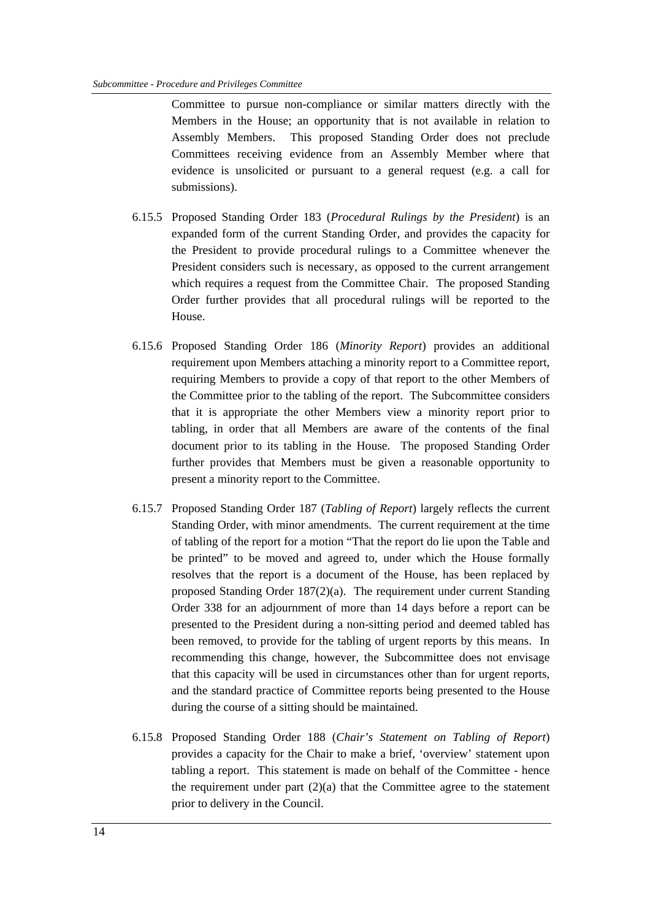Committee to pursue non-compliance or similar matters directly with the Members in the House; an opportunity that is not available in relation to Assembly Members. This proposed Standing Order does not preclude Committees receiving evidence from an Assembly Member where that evidence is unsolicited or pursuant to a general request (e.g. a call for submissions).

6.15.5 Proposed Standing Order 183 (*Procedural Rulings by the President*) is an expanded form of the current Standing Order, and provides the capacity for the President to provide procedural rulings to a Committee whenever the President considers such is necessary, as opposed to the current arrangement which requires a request from the Committee Chair. The proposed Standing Order further provides that all procedural rulings will be reported to the House.

6.15.6 Proposed Standing Order 186 (*Minority Report*) provides an additional requirement upon Members attaching a minority report to a Committee report, requiring Members to provide a copy of that report to the other Members of the Committee prior to the tabling of the report. The Subcommittee considers that it is appropriate the other Members view a minority report prior to tabling, in order that all Members are aware of the contents of the final document prior to its tabling in the House. The proposed Standing Order further provides that Members must be given a reasonable opportunity to present a minority report to the Committee.

6.15.7 Proposed Standing Order 187 (*Tabling of Report*) largely reflects the current Standing Order, with minor amendments. The current requirement at the time of tabling of the report for a motion "That the report do lie upon the Table and be printed" to be moved and agreed to, under which the House formally resolves that the report is a document of the House, has been replaced by proposed Standing Order 187(2)(a). The requirement under current Standing Order 338 for an adjournment of more than 14 days before a report can be presented to the President during a non-sitting period and deemed tabled has been removed, to provide for the tabling of urgent reports by this means. In recommending this change, however, the Subcommittee does not envisage that this capacity will be used in circumstances other than for urgent reports, and the standard practice of Committee reports being presented to the House during the course of a sitting should be maintained.

6.15.8 Proposed Standing Order 188 (*Chair's Statement on Tabling of Report*) provides a capacity for the Chair to make a brief, 'overview' statement upon tabling a report. This statement is made on behalf of the Committee - hence the requirement under part (2)(a) that the Committee agree to the statement prior to delivery in the Council.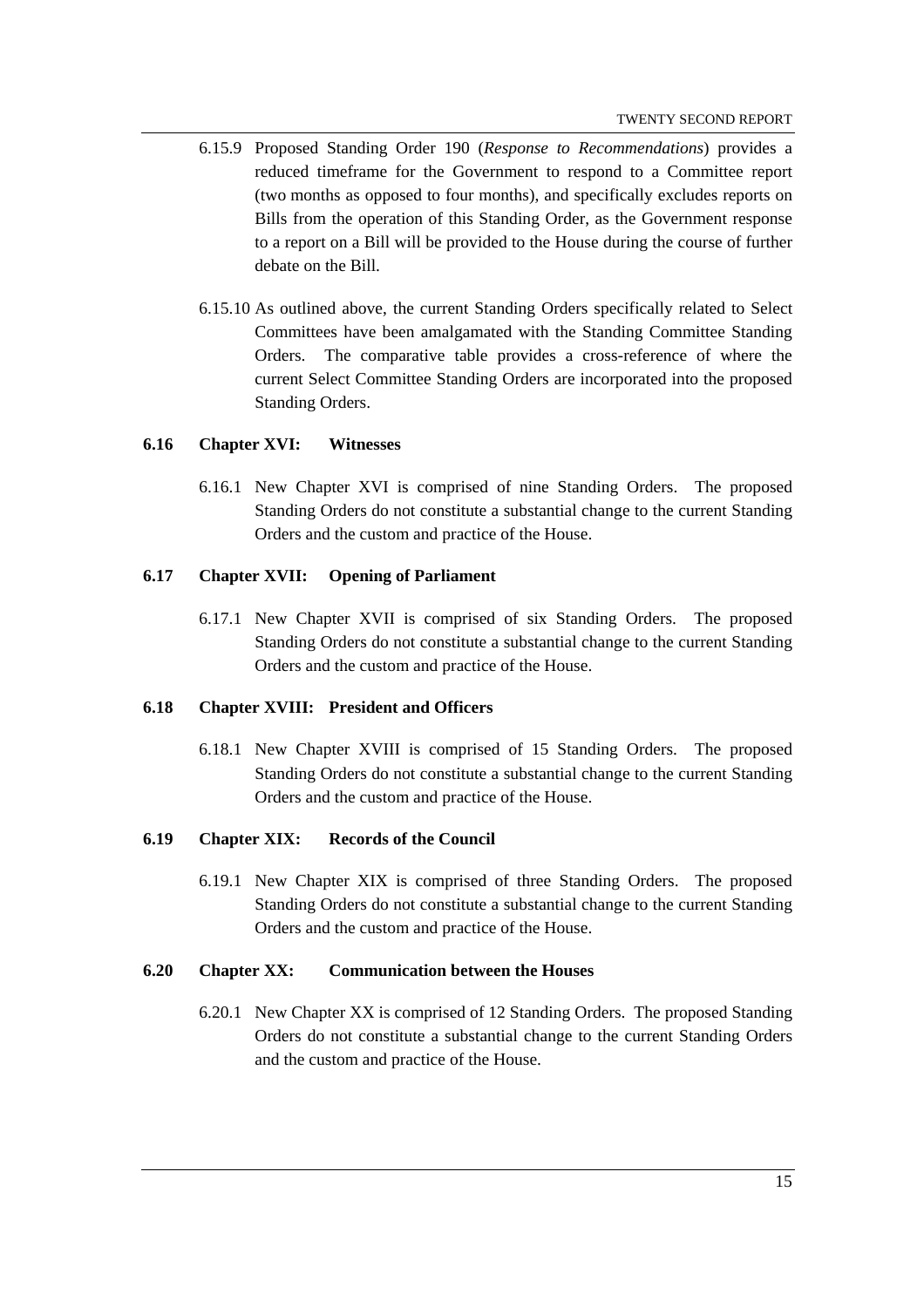6.15.9 Proposed Standing Order 190 (*Response to Recommendations*) provides a reduced timeframe for the Government to respond to a Committee report (two months as opposed to four months), and specifically excludes reports on Bills from the operation of this Standing Order, as the Government response to a report on a Bill will be provided to the House during the course of further debate on the Bill.

6.15.10 As outlined above, the current Standing Orders specifically related to Select Committees have been amalgamated with the Standing Committee Standing Orders. The comparative table provides a cross-reference of where the current Select Committee Standing Orders are incorporated into the proposed Standing Orders.

### 6.16 Chapter XVI: Witnesses

6.16.1 New Chapter XVI is comprised of nine Standing Orders. The proposed Standing Orders do not constitute a substantial change to the current Standing Orders and the custom and practice of the House.

### 6.17 Chapter XVII: Opening of Parliament

6.17.1 New Chapter XVII is comprised of six Standing Orders. The proposed Standing Orders do not constitute a substantial change to the current Standing Orders and the custom and practice of the House.

### 6.18 Chapter XVIII: President and Officers

6.18.1 New Chapter XVIII is comprised of 15 Standing Orders. The proposed Standing Orders do not constitute a substantial change to the current Standing Orders and the custom and practice of the House.

### 6.19 Chapter XIX: Records of the Council

6.19.1 New Chapter XIX is comprised of three Standing Orders. The proposed Standing Orders do not constitute a substantial change to the current Standing Orders and the custom and practice of the House.

### 6.20 Chapter XX: Communication between the Houses

6.20.1 New Chapter XX is comprised of 12 Standing Orders. The proposed Standing Orders do not constitute a substantial change to the current Standing Orders and the custom and practice of the House.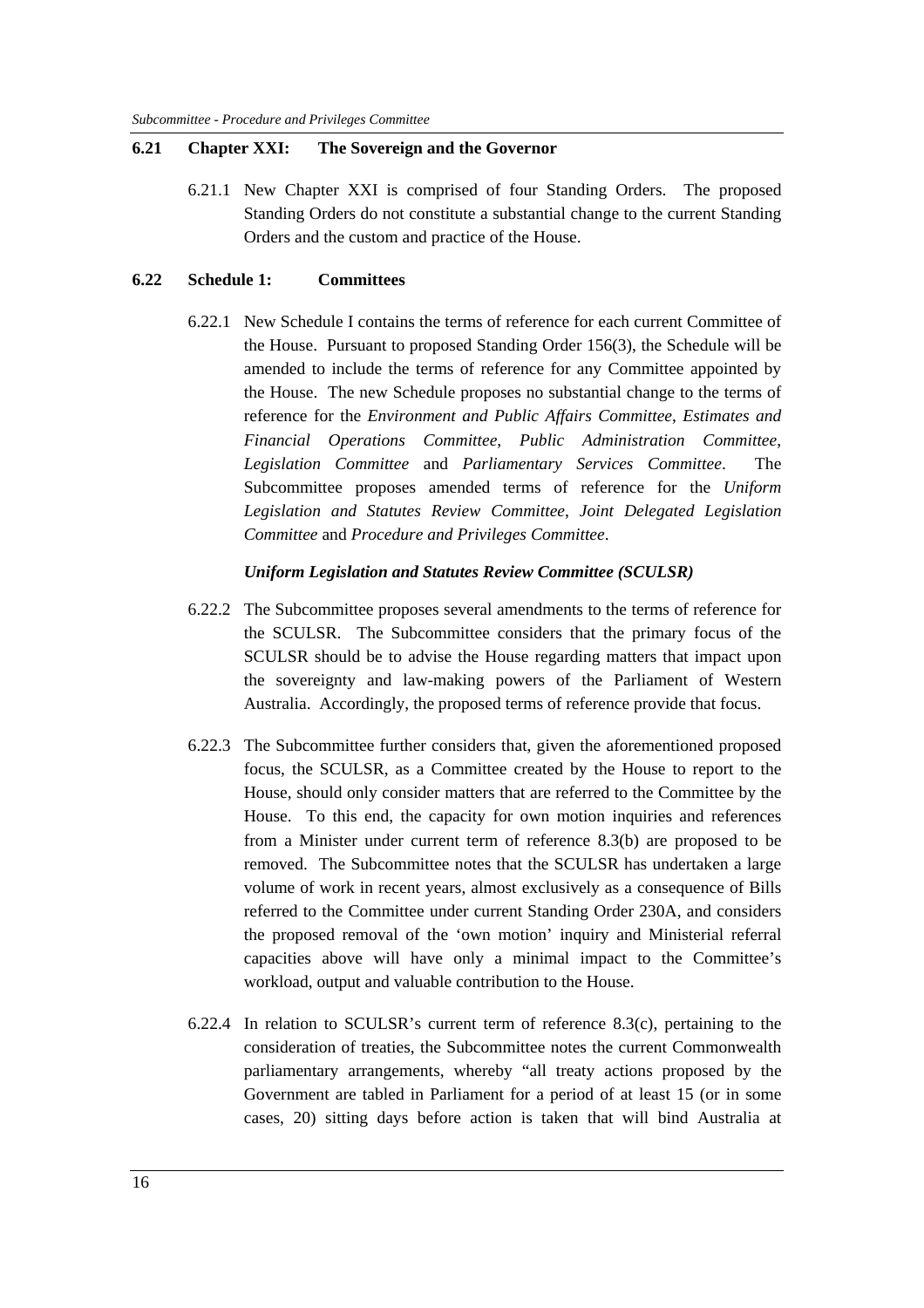## 6.21 Chapter XXI: The Sovereign and the Governor

6.21.1 New Chapter XXI is comprised of four Standing Orders. The proposed Standing Orders do not constitute a substantial change to the current Standing Orders and the custom and practice of the House.

## 6.22 Schedule 1: Committees

6.22.1 New Schedule I contains the terms of reference for each current Committee of the House. Pursuant to proposed Standing Order 156(3), the Schedule will be amended to include the terms of reference for any Committee appointed by the House. The new Schedule proposes no substantial change to the terms of reference for the *Environment and Public Affairs Committee*, *Estimates and Financial Operations Committee*, *Public Administration Committee*, *Legislation Committee* and *Parliamentary Services Committee*. The Subcommittee proposes amended terms of reference for the *Uniform Legislation and Statutes Review Committee*, *Joint Delegated Legislation Committee* and *Procedure and Privileges Committee*.

***Uniform Legislation and Statutes Review Committee (SCULSR)***

6.22.2 The Subcommittee proposes several amendments to the terms of reference for the SCULSR. The Subcommittee considers that the primary focus of the SCULSR should be to advise the House regarding matters that impact upon the sovereignty and law-making powers of the Parliament of Western Australia. Accordingly, the proposed terms of reference provide that focus.

6.22.3 The Subcommittee further considers that, given the aforementioned proposed focus, the SCULSR, as a Committee created by the House to report to the House, should only consider matters that are referred to the Committee by the House. To this end, the capacity for own motion inquiries and references from a Minister under current term of reference 8.3(b) are proposed to be removed. The Subcommittee notes that the SCULSR has undertaken a large volume of work in recent years, almost exclusively as a consequence of Bills referred to the Committee under current Standing Order 230A, and considers the proposed removal of the 'own motion' inquiry and Ministerial referral capacities above will have only a minimal impact to the Committee's workload, output and valuable contribution to the House.

6.22.4 In relation to SCULSR's current term of reference 8.3(c), pertaining to the consideration of treaties, the Subcommittee notes the current Commonwealth parliamentary arrangements, whereby "all treaty actions proposed by the Government are tabled in Parliament for a period of at least 15 (or in some cases, 20) sitting days before action is taken that will bind Australia at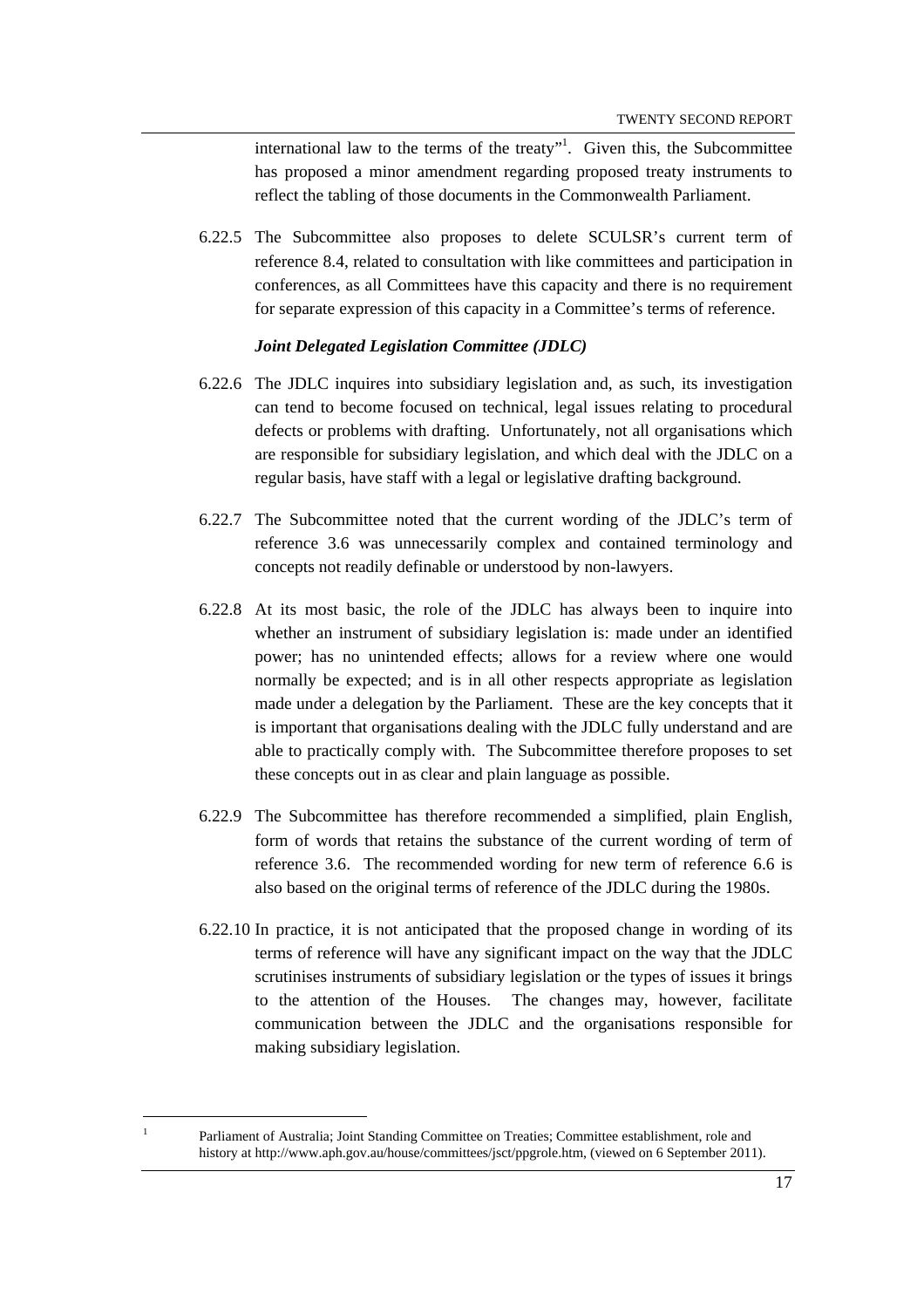international law to the terms of the treaty"[1]. Given this, the Subcommittee has proposed a minor amendment regarding proposed treaty instruments to reflect the tabling of those documents in the Commonwealth Parliament.

6.22.5 The Subcommittee also proposes to delete SCULSR's current term of reference 8.4, related to consultation with like committees and participation in conferences, as all Committees have this capacity and there is no requirement for separate expression of this capacity in a Committee's terms of reference.

***Joint Delegated Legislation Committee (JDLC)***

6.22.6 The JDLC inquires into subsidiary legislation and, as such, its investigation can tend to become focused on technical, legal issues relating to procedural defects or problems with drafting. Unfortunately, not all organisations which are responsible for subsidiary legislation, and which deal with the JDLC on a regular basis, have staff with a legal or legislative drafting background.

6.22.7 The Subcommittee noted that the current wording of the JDLC's term of reference 3.6 was unnecessarily complex and contained terminology and concepts not readily definable or understood by non-lawyers.

6.22.8 At its most basic, the role of the JDLC has always been to inquire into whether an instrument of subsidiary legislation is: made under an identified power; has no unintended effects; allows for a review where one would normally be expected; and is in all other respects appropriate as legislation made under a delegation by the Parliament. These are the key concepts that it is important that organisations dealing with the JDLC fully understand and are able to practically comply with. The Subcommittee therefore proposes to set these concepts out in as clear and plain language as possible.

6.22.9 The Subcommittee has therefore recommended a simplified, plain English, form of words that retains the substance of the current wording of term of reference 3.6. The recommended wording for new term of reference 6.6 is also based on the original terms of reference of the JDLC during the 1980s.

6.22.10 In practice, it is not anticipated that the proposed change in wording of its terms of reference will have any significant impact on the way that the JDLC scrutinises instruments of subsidiary legislation or the types of issues it brings to the attention of the Houses. The changes may, however, facilitate communication between the JDLC and the organisations responsible for making subsidiary legislation.

---

[1] Parliament of Australia; Joint Standing Committee on Treaties; Committee establishment, role and history at http://www.aph.gov.au/house/committees/jsct/ppgrole.htm, (viewed on 6 September 2011).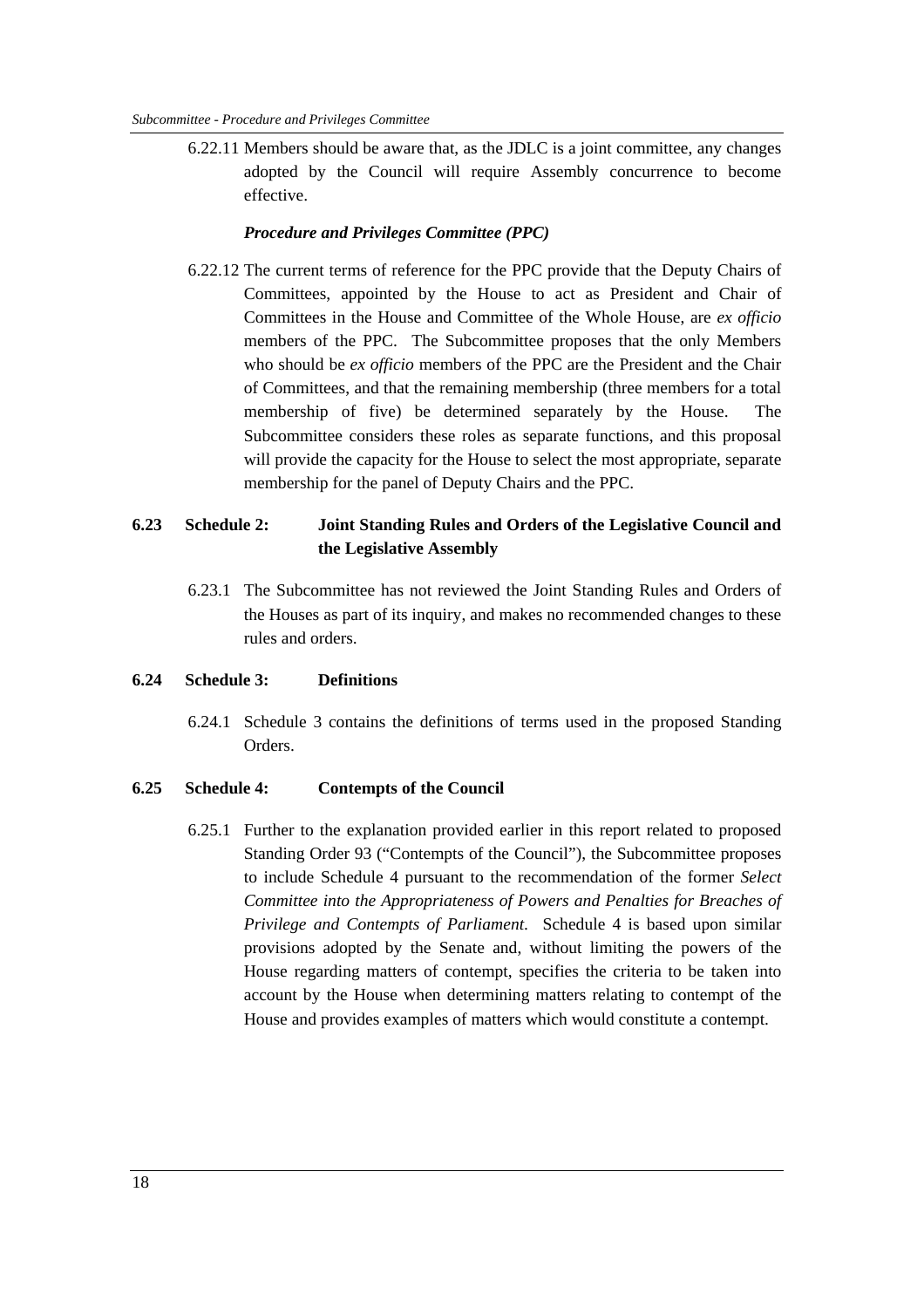6.22.11 Members should be aware that, as the JDLC is a joint committee, any changes adopted by the Council will require Assembly concurrence to become effective.

***Procedure and Privileges Committee (PPC)***

6.22.12 The current terms of reference for the PPC provide that the Deputy Chairs of Committees, appointed by the House to act as President and Chair of Committees in the House and Committee of the Whole House, are *ex officio* members of the PPC. The Subcommittee proposes that the only Members who should be *ex officio* members of the PPC are the President and the Chair of Committees, and that the remaining membership (three members for a total membership of five) be determined separately by the House. The Subcommittee considers these roles as separate functions, and this proposal will provide the capacity for the House to select the most appropriate, separate membership for the panel of Deputy Chairs and the PPC.

## 6.23 Schedule 2: Joint Standing Rules and Orders of the Legislative Council and the Legislative Assembly

6.23.1 The Subcommittee has not reviewed the Joint Standing Rules and Orders of the Houses as part of its inquiry, and makes no recommended changes to these rules and orders.

## 6.24 Schedule 3: Definitions

6.24.1 Schedule 3 contains the definitions of terms used in the proposed Standing Orders.

## 6.25 Schedule 4: Contempts of the Council

6.25.1 Further to the explanation provided earlier in this report related to proposed Standing Order 93 ("Contempts of the Council"), the Subcommittee proposes to include Schedule 4 pursuant to the recommendation of the former *Select Committee into the Appropriateness of Powers and Penalties for Breaches of Privilege and Contempts of Parliament*. Schedule 4 is based upon similar provisions adopted by the Senate and, without limiting the powers of the House regarding matters of contempt, specifies the criteria to be taken into account by the House when determining matters relating to contempt of the House and provides examples of matters which would constitute a contempt.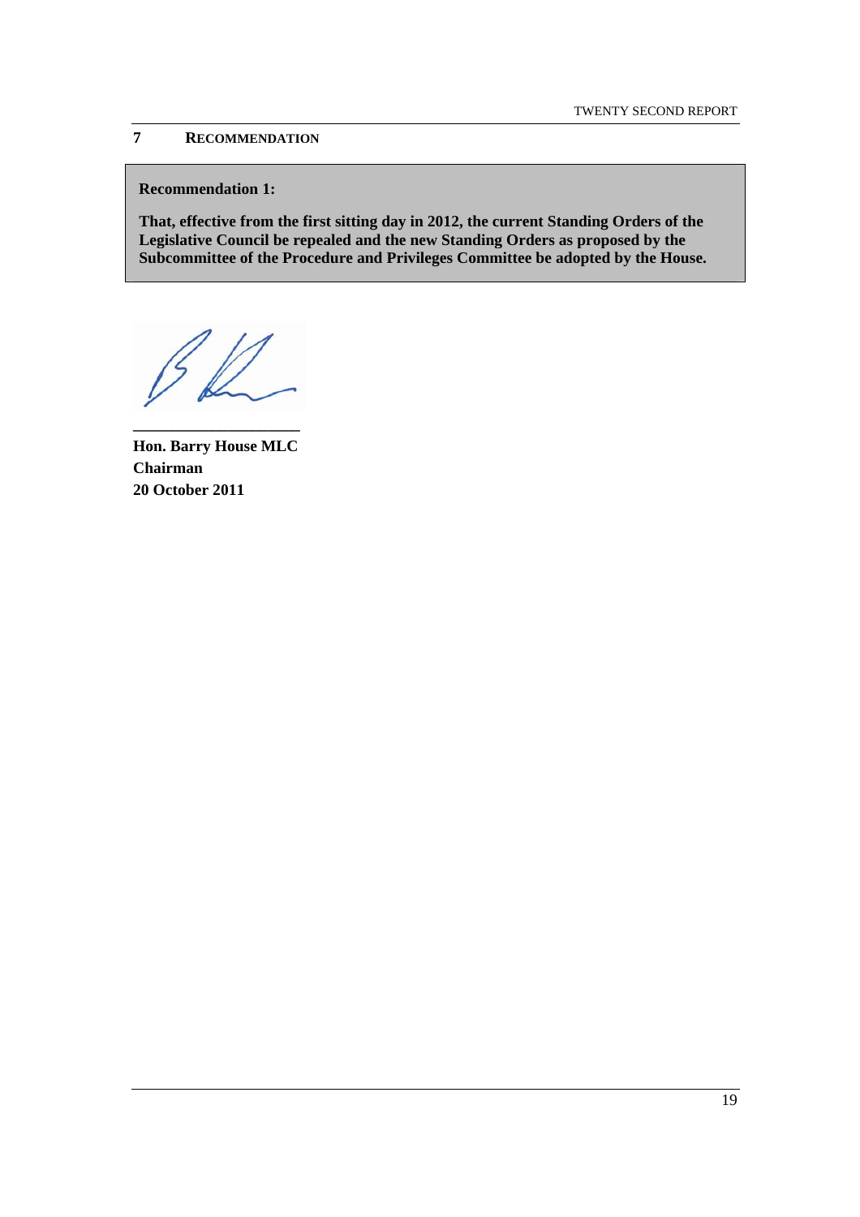## 7 RECOMMENDATION

**Recommendation 1:**

**That, effective from the first sitting day in 2012, the current Standing Orders of the Legislative Council be repealed and the new Standing Orders as proposed by the Subcommittee of the Procedure and Privileges Committee be adopted by the House.**

**Hon. Barry House MLC**
**Chairman**
**20 October 2011**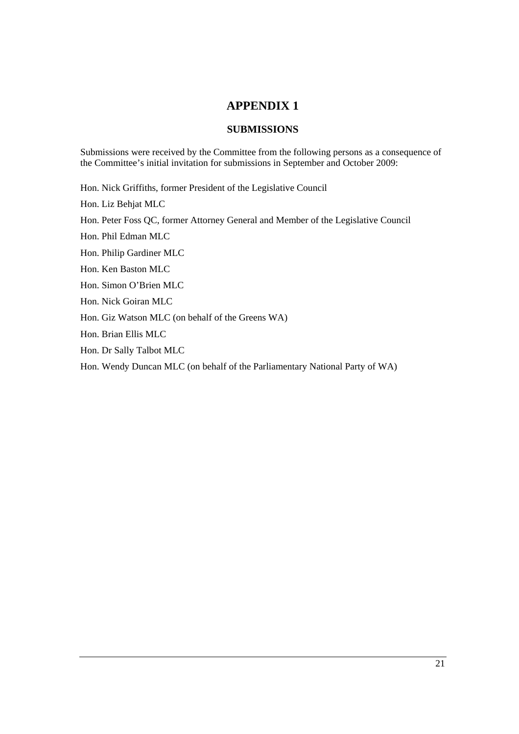# APPENDIX 1

## SUBMISSIONS

Submissions were received by the Committee from the following persons as a consequence of the Committee's initial invitation for submissions in September and October 2009:

Hon. Nick Griffiths, former President of the Legislative Council

Hon. Liz Behjat MLC

Hon. Peter Foss QC, former Attorney General and Member of the Legislative Council

Hon. Phil Edman MLC

Hon. Philip Gardiner MLC

Hon. Ken Baston MLC

Hon. Simon O'Brien MLC

Hon. Nick Goiran MLC

Hon. Giz Watson MLC (on behalf of the Greens WA)

Hon. Brian Ellis MLC

Hon. Dr Sally Talbot MLC

Hon. Wendy Duncan MLC (on behalf of the Parliamentary National Party of WA)